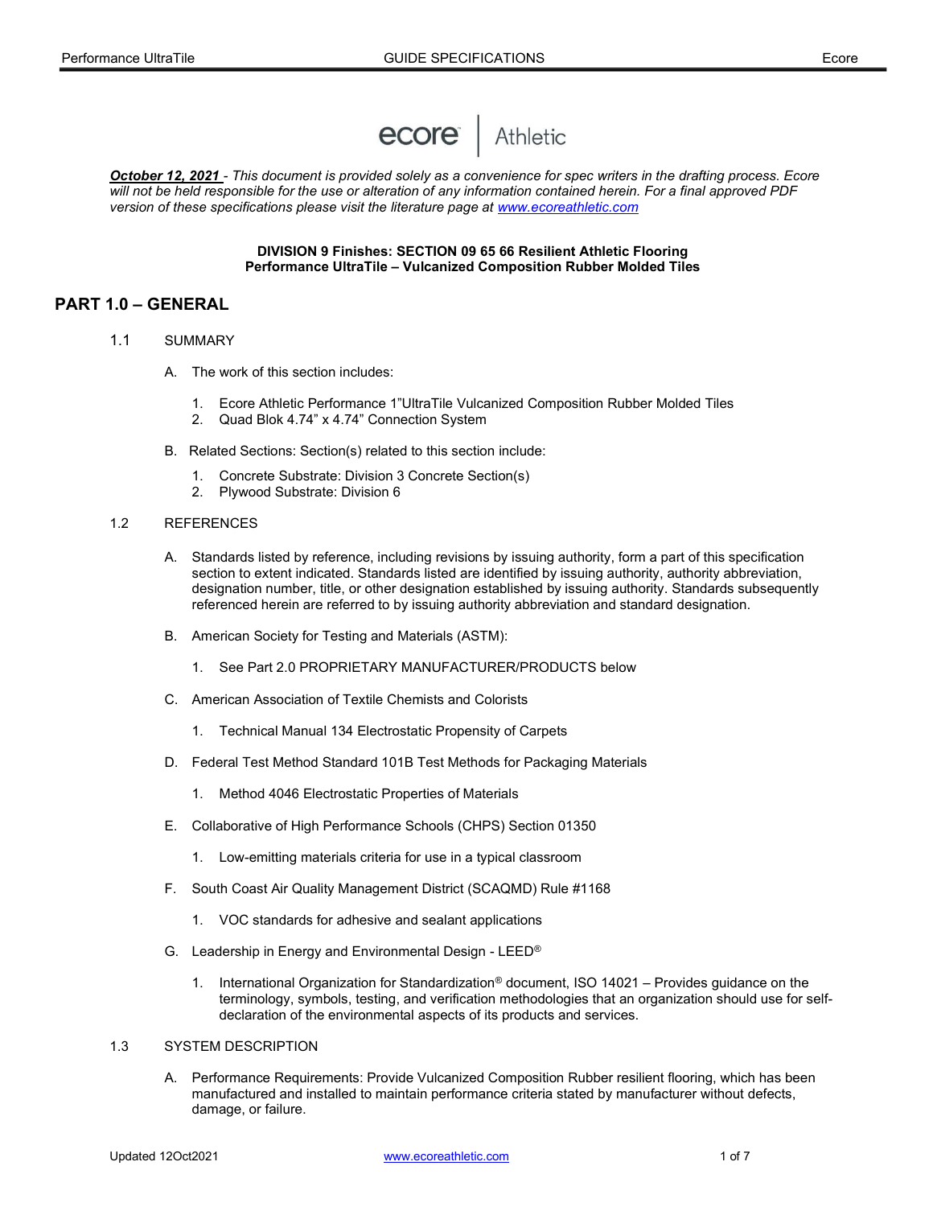ecore | Athletic

***October 12, 2021*** *- This document is provided solely as a convenience for spec writers in the drafting process. Ecore will not be held responsible for the use or alteration of any information contained herein. For a final approved PDF version of these specifications please visit the literature page at [www.ecoreathletic.com](http://www.ecoreathletic.com)*

**DIVISION 9 Finishes: SECTION 09 65 66 Resilient Athletic Flooring**
**Performance UltraTile – Vulcanized Composition Rubber Molded Tiles**

# PART 1.0 – GENERAL

1.1 SUMMARY

A. The work of this section includes:

1. Ecore Athletic Performance 1"UltraTile Vulcanized Composition Rubber Molded Tiles
2. Quad Blok 4.74" x 4.74" Connection System

B. Related Sections: Section(s) related to this section include:

1. Concrete Substrate: Division 3 Concrete Section(s)
2. Plywood Substrate: Division 6

1.2 REFERENCES

A. Standards listed by reference, including revisions by issuing authority, form a part of this specification section to extent indicated. Standards listed are identified by issuing authority, authority abbreviation, designation number, title, or other designation established by issuing authority. Standards subsequently referenced herein are referred to by issuing authority abbreviation and standard designation.

B. American Society for Testing and Materials (ASTM):

1. See Part 2.0 PROPRIETARY MANUFACTURER/PRODUCTS below

C. American Association of Textile Chemists and Colorists

1. Technical Manual 134 Electrostatic Propensity of Carpets

D. Federal Test Method Standard 101B Test Methods for Packaging Materials

1. Method 4046 Electrostatic Properties of Materials

E. Collaborative of High Performance Schools (CHPS) Section 01350

1. Low-emitting materials criteria for use in a typical classroom

F. South Coast Air Quality Management District (SCAQMD) Rule #1168

1. VOC standards for adhesive and sealant applications

G. Leadership in Energy and Environmental Design - LEED®

1. International Organization for Standardization® document, ISO 14021 – Provides guidance on the terminology, symbols, testing, and verification methodologies that an organization should use for self-declaration of the environmental aspects of its products and services.

1.3 SYSTEM DESCRIPTION

A. Performance Requirements: Provide Vulcanized Composition Rubber resilient flooring, which has been manufactured and installed to maintain performance criteria stated by manufacturer without defects, damage, or failure.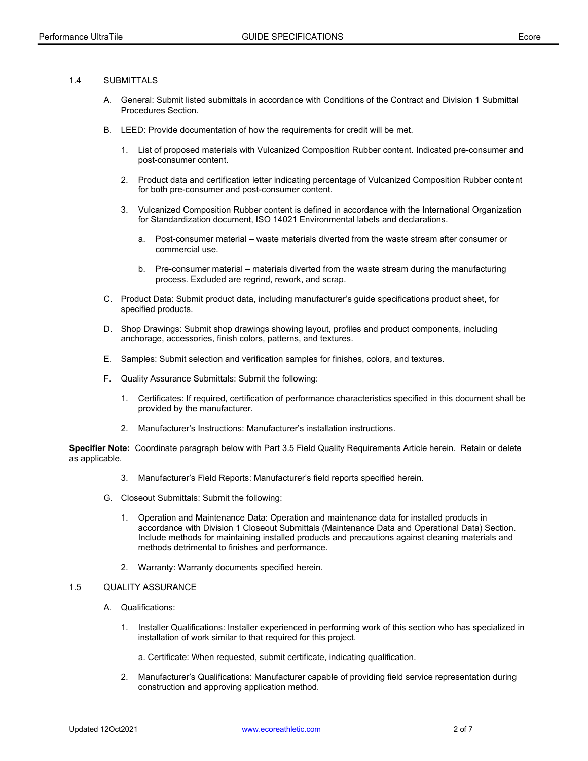## 1.4 SUBMITTALS

A. General: Submit listed submittals in accordance with Conditions of the Contract and Division 1 Submittal Procedures Section.

B. LEED: Provide documentation of how the requirements for credit will be met.

1. List of proposed materials with Vulcanized Composition Rubber content. Indicated pre-consumer and post-consumer content.

2. Product data and certification letter indicating percentage of Vulcanized Composition Rubber content for both pre-consumer and post-consumer content.

3. Vulcanized Composition Rubber content is defined in accordance with the International Organization for Standardization document, ISO 14021 Environmental labels and declarations.

   a. Post-consumer material – waste materials diverted from the waste stream after consumer or commercial use.

   b. Pre-consumer material – materials diverted from the waste stream during the manufacturing process. Excluded are regrind, rework, and scrap.

C. Product Data: Submit product data, including manufacturer's guide specifications product sheet, for specified products.

D. Shop Drawings: Submit shop drawings showing layout, profiles and product components, including anchorage, accessories, finish colors, patterns, and textures.

E. Samples: Submit selection and verification samples for finishes, colors, and textures.

F. Quality Assurance Submittals: Submit the following:

1. Certificates: If required, certification of performance characteristics specified in this document shall be provided by the manufacturer.

2. Manufacturer's Instructions: Manufacturer's installation instructions.

**Specifier Note:** Coordinate paragraph below with Part 3.5 Field Quality Requirements Article herein. Retain or delete as applicable.

3. Manufacturer's Field Reports: Manufacturer's field reports specified herein.

G. Closeout Submittals: Submit the following:

1. Operation and Maintenance Data: Operation and maintenance data for installed products in accordance with Division 1 Closeout Submittals (Maintenance Data and Operational Data) Section. Include methods for maintaining installed products and precautions against cleaning materials and methods detrimental to finishes and performance.

2. Warranty: Warranty documents specified herein.

## 1.5 QUALITY ASSURANCE

A. Qualifications:

1. Installer Qualifications: Installer experienced in performing work of this section who has specialized in installation of work similar to that required for this project.

   a. Certificate: When requested, submit certificate, indicating qualification.

2. Manufacturer's Qualifications: Manufacturer capable of providing field service representation during construction and approving application method.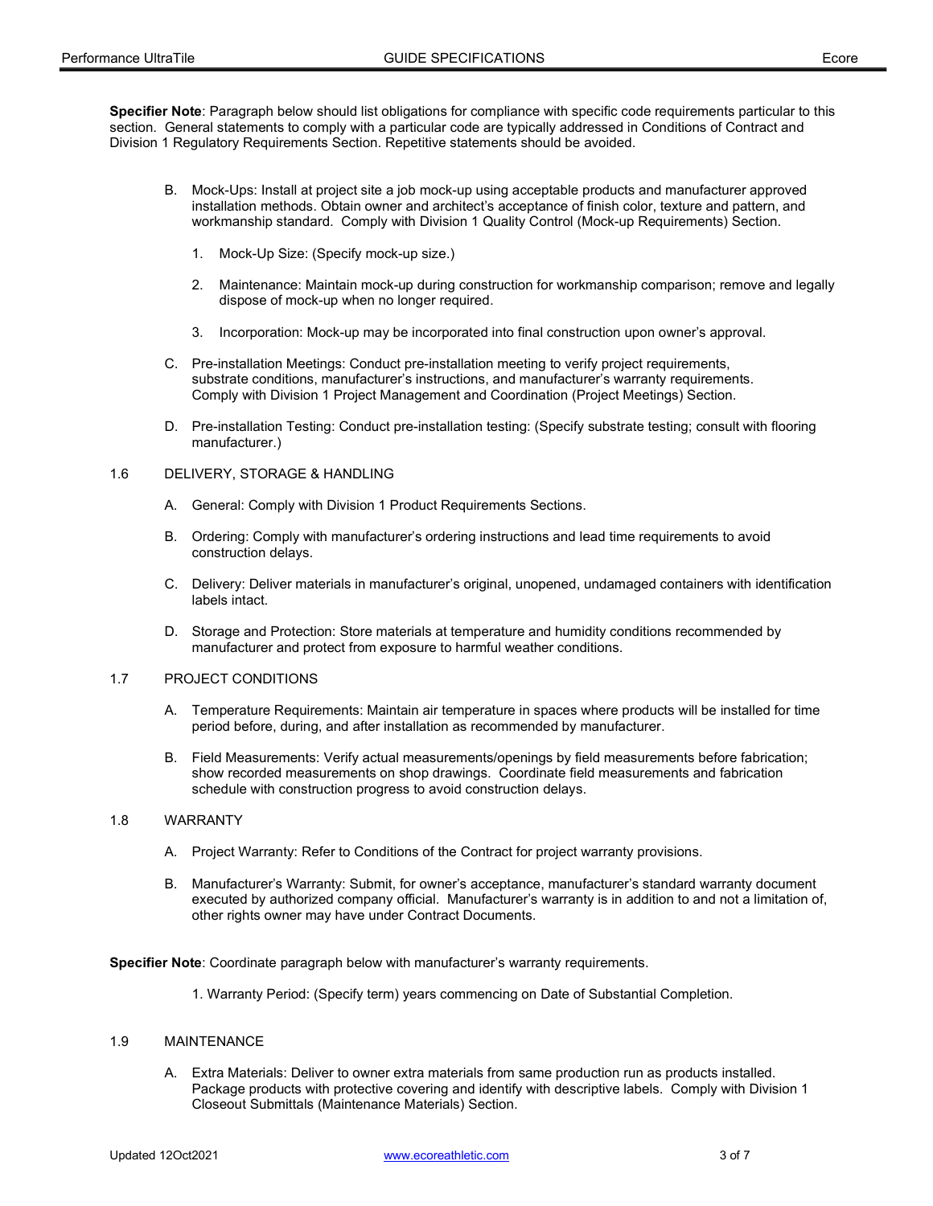**Specifier Note**: Paragraph below should list obligations for compliance with specific code requirements particular to this section. General statements to comply with a particular code are typically addressed in Conditions of Contract and Division 1 Regulatory Requirements Section. Repetitive statements should be avoided.

B. Mock-Ups: Install at project site a job mock-up using acceptable products and manufacturer approved installation methods. Obtain owner and architect's acceptance of finish color, texture and pattern, and workmanship standard. Comply with Division 1 Quality Control (Mock-up Requirements) Section.

1. Mock-Up Size: (Specify mock-up size.)

2. Maintenance: Maintain mock-up during construction for workmanship comparison; remove and legally dispose of mock-up when no longer required.

3. Incorporation: Mock-up may be incorporated into final construction upon owner's approval.

C. Pre-installation Meetings: Conduct pre-installation meeting to verify project requirements, substrate conditions, manufacturer's instructions, and manufacturer's warranty requirements. Comply with Division 1 Project Management and Coordination (Project Meetings) Section.

D. Pre-installation Testing: Conduct pre-installation testing: (Specify substrate testing; consult with flooring manufacturer.)

1.6 DELIVERY, STORAGE & HANDLING

A. General: Comply with Division 1 Product Requirements Sections.

B. Ordering: Comply with manufacturer's ordering instructions and lead time requirements to avoid construction delays.

C. Delivery: Deliver materials in manufacturer's original, unopened, undamaged containers with identification labels intact.

D. Storage and Protection: Store materials at temperature and humidity conditions recommended by manufacturer and protect from exposure to harmful weather conditions.

1.7 PROJECT CONDITIONS

A. Temperature Requirements: Maintain air temperature in spaces where products will be installed for time period before, during, and after installation as recommended by manufacturer.

B. Field Measurements: Verify actual measurements/openings by field measurements before fabrication; show recorded measurements on shop drawings. Coordinate field measurements and fabrication schedule with construction progress to avoid construction delays.

1.8 WARRANTY

A. Project Warranty: Refer to Conditions of the Contract for project warranty provisions.

B. Manufacturer's Warranty: Submit, for owner's acceptance, manufacturer's standard warranty document executed by authorized company official. Manufacturer's warranty is in addition to and not a limitation of, other rights owner may have under Contract Documents.

**Specifier Note**: Coordinate paragraph below with manufacturer's warranty requirements.

1. Warranty Period: (Specify term) years commencing on Date of Substantial Completion.

1.9 MAINTENANCE

A. Extra Materials: Deliver to owner extra materials from same production run as products installed. Package products with protective covering and identify with descriptive labels. Comply with Division 1 Closeout Submittals (Maintenance Materials) Section.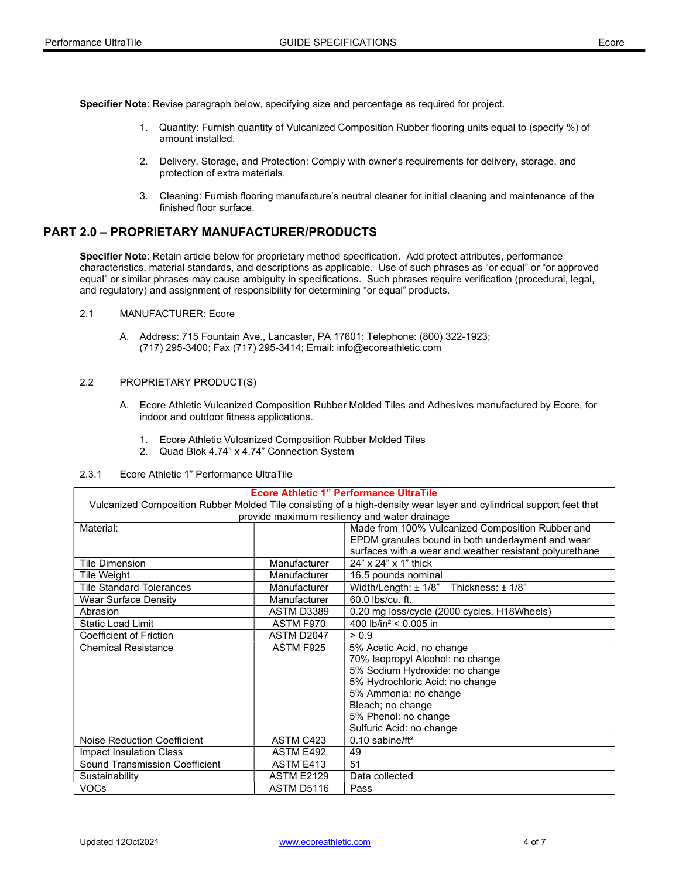**Specifier Note**: Revise paragraph below, specifying size and percentage as required for project.

1. Quantity: Furnish quantity of Vulcanized Composition Rubber flooring units equal to (specify %) of amount installed.

2. Delivery, Storage, and Protection: Comply with owner's requirements for delivery, storage, and protection of extra materials.

3. Cleaning: Furnish flooring manufacture's neutral cleaner for initial cleaning and maintenance of the finished floor surface.

## PART 2.0 – PROPRIETARY MANUFACTURER/PRODUCTS

**Specifier Note**: Retain article below for proprietary method specification. Add protect attributes, performance characteristics, material standards, and descriptions as applicable. Use of such phrases as "or equal" or "or approved equal" or similar phrases may cause ambiguity in specifications. Such phrases require verification (procedural, legal, and regulatory) and assignment of responsibility for determining "or equal" products.

2.1 MANUFACTURER: Ecore

A. Address: 715 Fountain Ave., Lancaster, PA 17601: Telephone: (800) 322-1923; (717) 295-3400; Fax (717) 295-3414; Email: info@ecoreathletic.com

2.2 PROPRIETARY PRODUCT(S)

A. Ecore Athletic Vulcanized Composition Rubber Molded Tiles and Adhesives manufactured by Ecore, for indoor and outdoor fitness applications.

1. Ecore Athletic Vulcanized Composition Rubber Molded Tiles
2. Quad Blok 4.74" x 4.74" Connection System

2.3.1 Ecore Athletic 1" Performance UltraTile

| Ecore Athletic 1" Performance UltraTile<br>Vulcanized Composition Rubber Molded Tile consisting of a high-density wear layer and cylindrical support feet that provide maximum resiliency and water drainage | | |
|---|---|---|
| Material: | | Made from 100% Vulcanized Composition Rubber and EPDM granules bound in both underlayment and wear surfaces with a wear and weather resistant polyurethane |
| Tile Dimension | Manufacturer | 24" x 24" x 1" thick |
| Tile Weight | Manufacturer | 16.5 pounds nominal |
| Tile Standard Tolerances | Manufacturer | Width/Length: ± 1/8" Thickness: ± 1/8" |
| Wear Surface Density | Manufacturer | 60.0 lbs/cu. ft. |
| Abrasion | ASTM D3389 | 0.20 mg loss/cycle (2000 cycles, H18Wheels) |
| Static Load Limit | ASTM F970 | 400 lb/in² < 0.005 in |
| Coefficient of Friction | ASTM D2047 | > 0.9 |
| Chemical Resistance | ASTM F925 | 5% Acetic Acid, no change<br>70% Isopropyl Alcohol: no change<br>5% Sodium Hydroxide: no change<br>5% Hydrochloric Acid: no change<br>5% Ammonia: no change<br>Bleach; no change<br>5% Phenol: no change<br>Sulfuric Acid: no change |
| Noise Reduction Coefficient | ASTM C423 | 0.10 sabine/ft² |
| Impact Insulation Class | ASTM E492 | 49 |
| Sound Transmission Coefficient | ASTM E413 | 51 |
| Sustainability | ASTM E2129 | Data collected |
| VOCs | ASTM D5116 | Pass |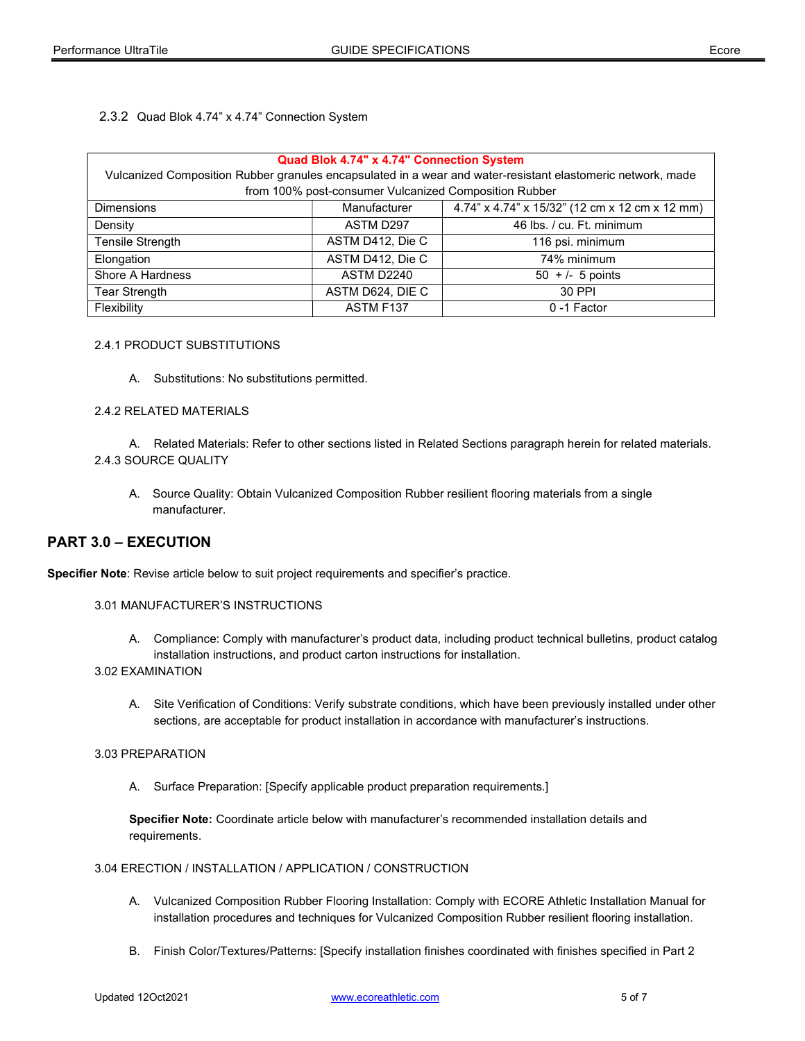2.3.2 Quad Blok 4.74" x 4.74" Connection System

| Quad Blok 4.74" x 4.74" Connection System | | |
|---|---|---|
| Vulcanized Composition Rubber granules encapsulated in a wear and water-resistant elastomeric network, made from 100% post-consumer Vulcanized Composition Rubber | | |
| Dimensions | Manufacturer | 4.74" x 4.74" x 15/32" (12 cm x 12 cm x 12 mm) |
| Density | ASTM D297 | 46 lbs. / cu. Ft. minimum |
| Tensile Strength | ASTM D412, Die C | 116 psi. minimum |
| Elongation | ASTM D412, Die C | 74% minimum |
| Shore A Hardness | ASTM D2240 | 50 + /- 5 points |
| Tear Strength | ASTM D624, DIE C | 30 PPI |
| Flexibility | ASTM F137 | 0 -1 Factor |

2.4.1 PRODUCT SUBSTITUTIONS

A. Substitutions: No substitutions permitted.

2.4.2 RELATED MATERIALS

A. Related Materials: Refer to other sections listed in Related Sections paragraph herein for related materials.

2.4.3 SOURCE QUALITY

A. Source Quality: Obtain Vulcanized Composition Rubber resilient flooring materials from a single manufacturer.

## PART 3.0 – EXECUTION

**Specifier Note**: Revise article below to suit project requirements and specifier's practice.

3.01 MANUFACTURER'S INSTRUCTIONS

A. Compliance: Comply with manufacturer's product data, including product technical bulletins, product catalog installation instructions, and product carton instructions for installation.

3.02 EXAMINATION

A. Site Verification of Conditions: Verify substrate conditions, which have been previously installed under other sections, are acceptable for product installation in accordance with manufacturer's instructions.

3.03 PREPARATION

A. Surface Preparation: [Specify applicable product preparation requirements.]

**Specifier Note:** Coordinate article below with manufacturer's recommended installation details and requirements.

3.04 ERECTION / INSTALLATION / APPLICATION / CONSTRUCTION

A. Vulcanized Composition Rubber Flooring Installation: Comply with ECORE Athletic Installation Manual for installation procedures and techniques for Vulcanized Composition Rubber resilient flooring installation.

B. Finish Color/Textures/Patterns: [Specify installation finishes coordinated with finishes specified in Part 2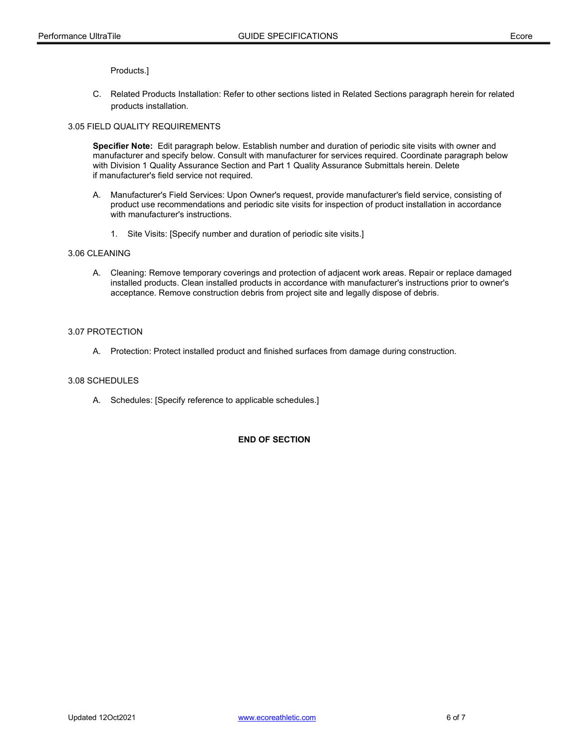Products.]

C. Related Products Installation: Refer to other sections listed in Related Sections paragraph herein for related products installation.

### 3.05 FIELD QUALITY REQUIREMENTS

**Specifier Note:** Edit paragraph below. Establish number and duration of periodic site visits with owner and manufacturer and specify below. Consult with manufacturer for services required. Coordinate paragraph below with Division 1 Quality Assurance Section and Part 1 Quality Assurance Submittals herein. Delete if manufacturer's field service not required.

A. Manufacturer's Field Services: Upon Owner's request, provide manufacturer's field service, consisting of product use recommendations and periodic site visits for inspection of product installation in accordance with manufacturer's instructions.

   1. Site Visits: [Specify number and duration of periodic site visits.]

### 3.06 CLEANING

A. Cleaning: Remove temporary coverings and protection of adjacent work areas. Repair or replace damaged installed products. Clean installed products in accordance with manufacturer's instructions prior to owner's acceptance. Remove construction debris from project site and legally dispose of debris.

### 3.07 PROTECTION

A. Protection: Protect installed product and finished surfaces from damage during construction.

### 3.08 SCHEDULES

A. Schedules: [Specify reference to applicable schedules.]

**END OF SECTION**